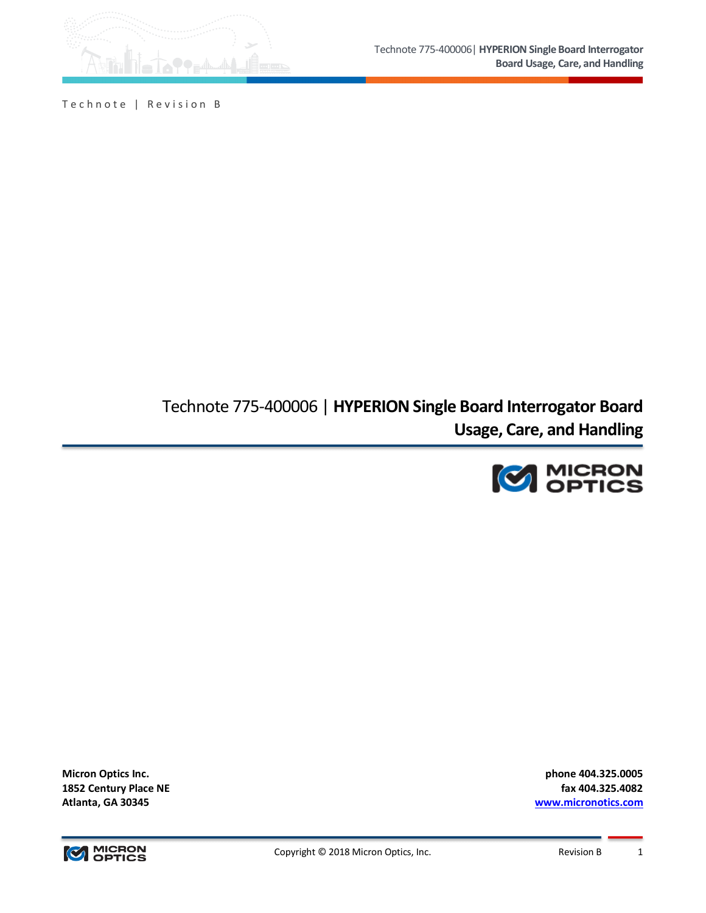Technote | Revision B

# Technote 775-400006 | **HYPERION Single Board Interrogator Board Usage, Care, and Handling**

**Micron Optics Inc.**
**1852 Century Place NE**
**Atlanta, GA 30345**

**phone 404.325.0005**
**fax 404.325.4082**
**www.micronotics.com**

Copyright © 2018 Micron Optics, Inc.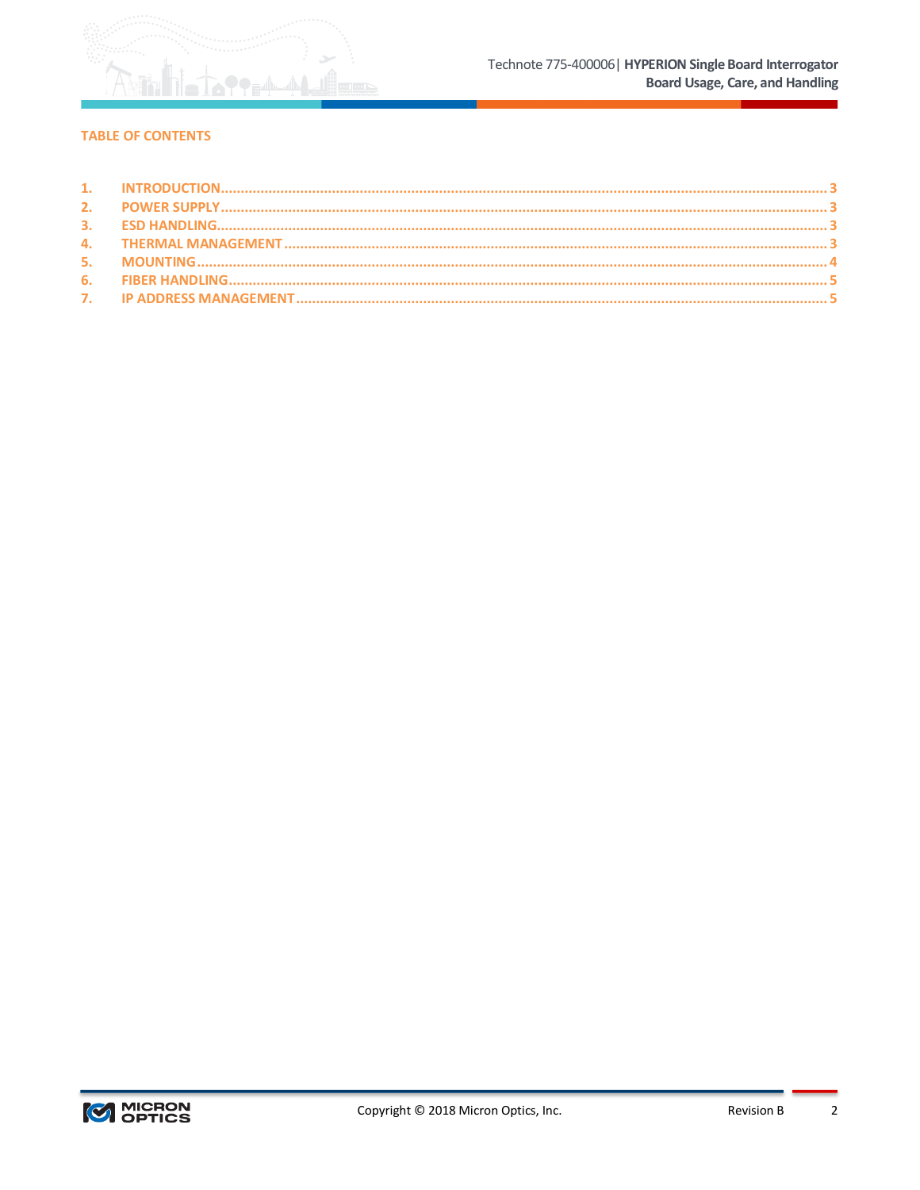## TABLE OF CONTENTS

1. INTRODUCTION ........................................................................................................................................ 3
2. POWER SUPPLY ........................................................................................................................................ 3
3. ESD HANDLING ........................................................................................................................................ 3
4. THERMAL MANAGEMENT ........................................................................................................................ 3
5. MOUNTING .............................................................................................................................................. 4
6. FIBER HANDLING ...................................................................................................................................... 5
7. IP ADDRESS MANAGEMENT ..................................................................................................................... 5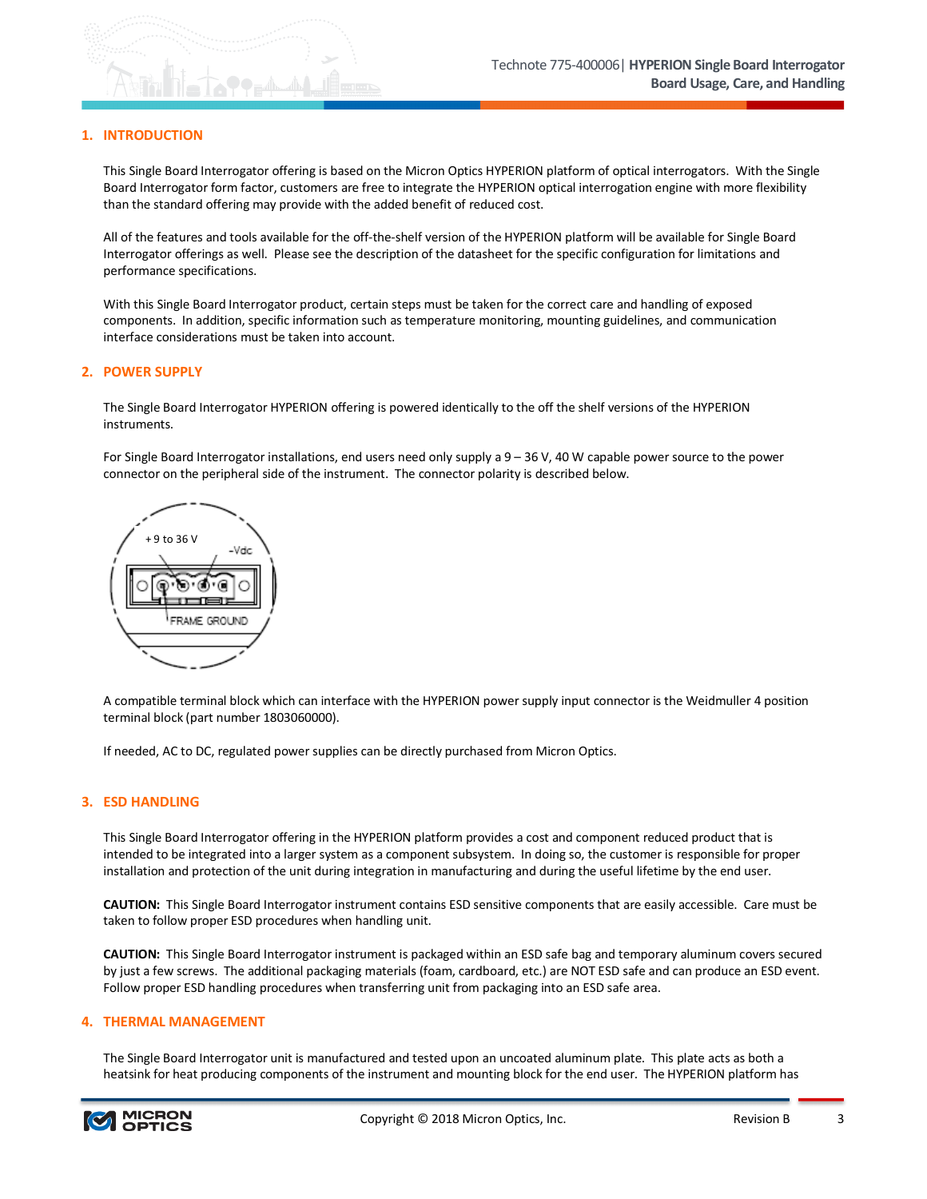## 1. INTRODUCTION

This Single Board Interrogator offering is based on the Micron Optics HYPERION platform of optical interrogators. With the Single Board Interrogator form factor, customers are free to integrate the HYPERION optical interrogation engine with more flexibility than the standard offering may provide with the added benefit of reduced cost.

All of the features and tools available for the off-the-shelf version of the HYPERION platform will be available for Single Board Interrogator offerings as well. Please see the description of the datasheet for the specific configuration for limitations and performance specifications.

With this Single Board Interrogator product, certain steps must be taken for the correct care and handling of exposed components. In addition, specific information such as temperature monitoring, mounting guidelines, and communication interface considerations must be taken into account.

## 2. POWER SUPPLY

The Single Board Interrogator HYPERION offering is powered identically to the off the shelf versions of the HYPERION instruments.

For Single Board Interrogator installations, end users need only supply a 9 – 36 V, 40 W capable power source to the power connector on the peripheral side of the instrument. The connector polarity is described below.

+9 to 36 V

-Vdc

FRAME GROUND

A compatible terminal block which can interface with the HYPERION power supply input connector is the Weidmuller 4 position terminal block (part number 1803060000).

If needed, AC to DC, regulated power supplies can be directly purchased from Micron Optics.

## 3. ESD HANDLING

This Single Board Interrogator offering in the HYPERION platform provides a cost and component reduced product that is intended to be integrated into a larger system as a component subsystem. In doing so, the customer is responsible for proper installation and protection of the unit during integration in manufacturing and during the useful lifetime by the end user.

**CAUTION:** This Single Board Interrogator instrument contains ESD sensitive components that are easily accessible. Care must be taken to follow proper ESD procedures when handling unit.

**CAUTION:** This Single Board Interrogator instrument is packaged within an ESD safe bag and temporary aluminum covers secured by just a few screws. The additional packaging materials (foam, cardboard, etc.) are NOT ESD safe and can produce an ESD event. Follow proper ESD handling procedures when transferring unit from packaging into an ESD safe area.

## 4. THERMAL MANAGEMENT

The Single Board Interrogator unit is manufactured and tested upon an uncoated aluminum plate. This plate acts as both a heatsink for heat producing components of the instrument and mounting block for the end user. The HYPERION platform has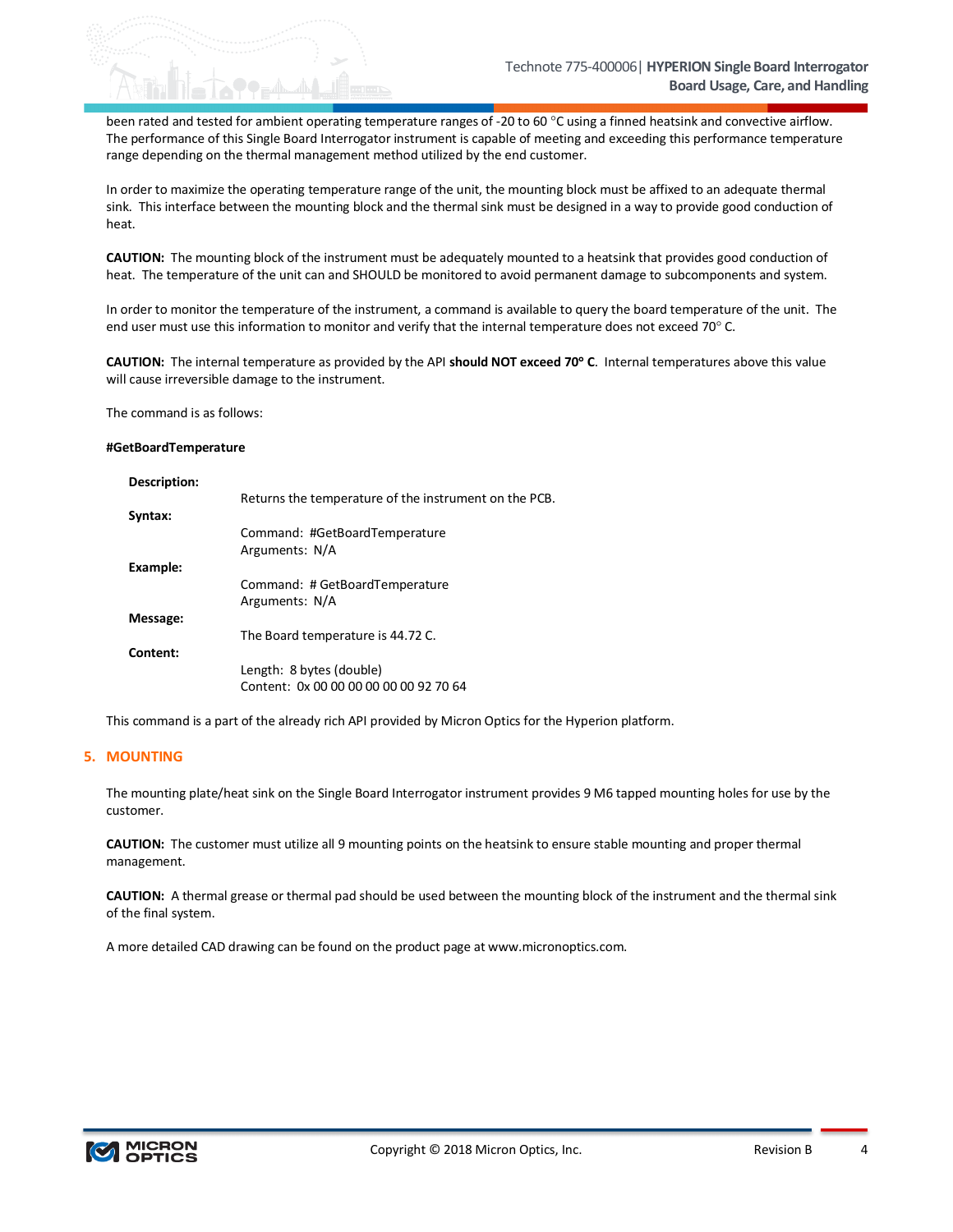been rated and tested for ambient operating temperature ranges of -20 to 60 °C using a finned heatsink and convective airflow. The performance of this Single Board Interrogator instrument is capable of meeting and exceeding this performance temperature range depending on the thermal management method utilized by the end customer.

In order to maximize the operating temperature range of the unit, the mounting block must be affixed to an adequate thermal sink. This interface between the mounting block and the thermal sink must be designed in a way to provide good conduction of heat.

**CAUTION:** The mounting block of the instrument must be adequately mounted to a heatsink that provides good conduction of heat. The temperature of the unit can and SHOULD be monitored to avoid permanent damage to subcomponents and system.

In order to monitor the temperature of the instrument, a command is available to query the board temperature of the unit. The end user must use this information to monitor and verify that the internal temperature does not exceed 70° C.

**CAUTION:** The internal temperature as provided by the API **should NOT exceed 70° C**. Internal temperatures above this value will cause irreversible damage to the instrument.

The command is as follows:

**#GetBoardTemperature**

**Description:**

Returns the temperature of the instrument on the PCB.

**Syntax:**

Command: #GetBoardTemperature
Arguments: N/A

**Example:**

Command: # GetBoardTemperature
Arguments: N/A

**Message:**

The Board temperature is 44.72 C.

**Content:**

Length: 8 bytes (double)
Content: 0x 00 00 00 00 00 00 92 70 64

This command is a part of the already rich API provided by Micron Optics for the Hyperion platform.

## 5. MOUNTING

The mounting plate/heat sink on the Single Board Interrogator instrument provides 9 M6 tapped mounting holes for use by the customer.

**CAUTION:** The customer must utilize all 9 mounting points on the heatsink to ensure stable mounting and proper thermal management.

**CAUTION:** A thermal grease or thermal pad should be used between the mounting block of the instrument and the thermal sink of the final system.

A more detailed CAD drawing can be found on the product page at www.micronoptics.com.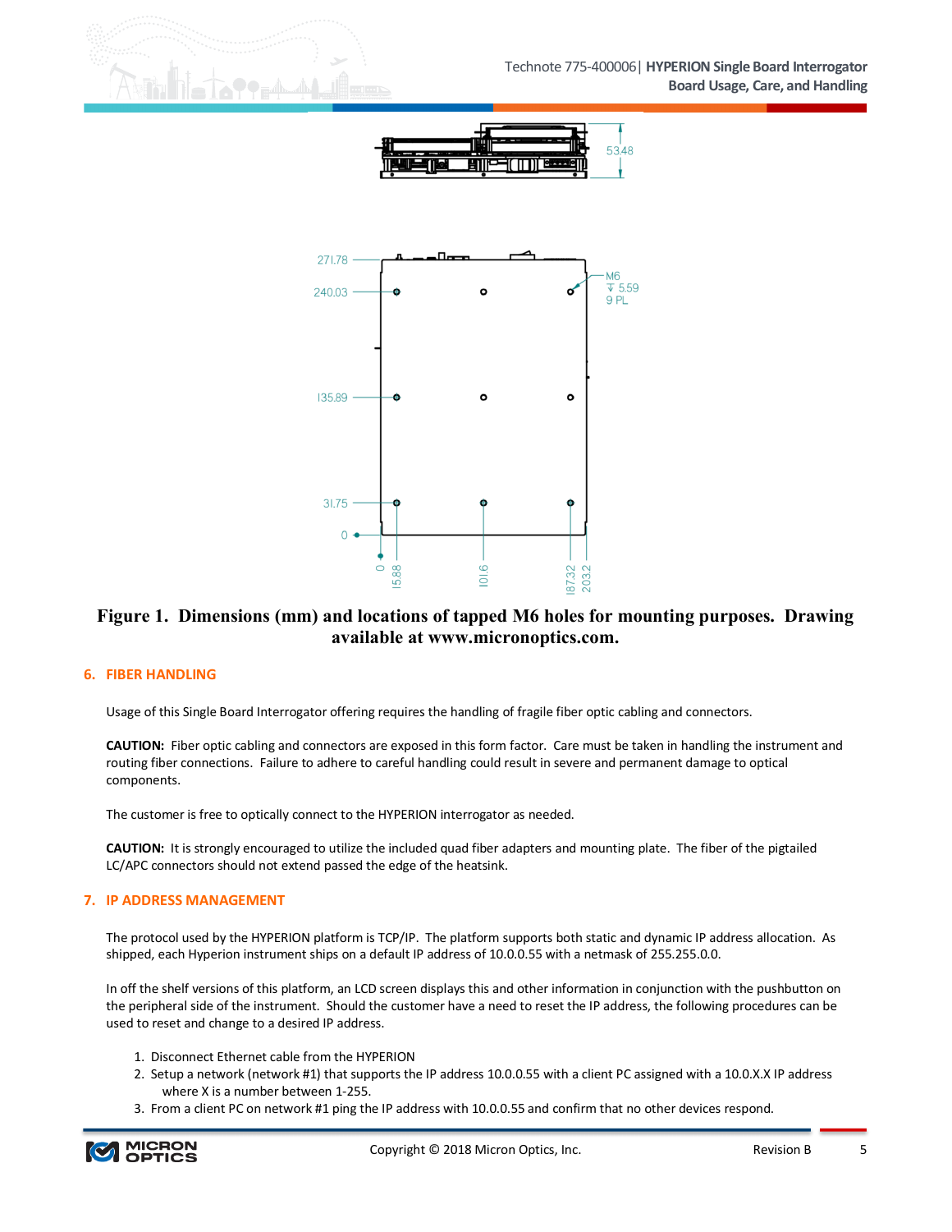Figure 1. Dimensions (mm) and locations of tapped M6 holes for mounting purposes. Drawing available at www.micronoptics.com.

## 6. FIBER HANDLING

Usage of this Single Board Interrogator offering requires the handling of fragile fiber optic cabling and connectors.

**CAUTION:** Fiber optic cabling and connectors are exposed in this form factor. Care must be taken in handling the instrument and routing fiber connections. Failure to adhere to careful handling could result in severe and permanent damage to optical components.

The customer is free to optically connect to the HYPERION interrogator as needed.

**CAUTION:** It is strongly encouraged to utilize the included quad fiber adapters and mounting plate. The fiber of the pigtailed LC/APC connectors should not extend passed the edge of the heatsink.

## 7. IP ADDRESS MANAGEMENT

The protocol used by the HYPERION platform is TCP/IP. The platform supports both static and dynamic IP address allocation. As shipped, each Hyperion instrument ships on a default IP address of 10.0.0.55 with a netmask of 255.255.0.0.

In off the shelf versions of this platform, an LCD screen displays this and other information in conjunction with the pushbutton on the peripheral side of the instrument. Should the customer have a need to reset the IP address, the following procedures can be used to reset and change to a desired IP address.

1. Disconnect Ethernet cable from the HYPERION
2. Setup a network (network #1) that supports the IP address 10.0.0.55 with a client PC assigned with a 10.0.X.X IP address where X is a number between 1-255.
3. From a client PC on network #1 ping the IP address with 10.0.0.55 and confirm that no other devices respond.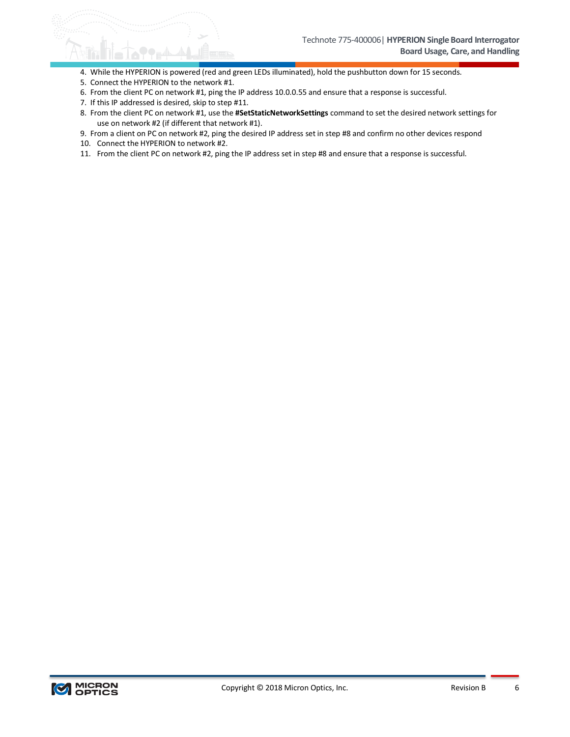4. While the HYPERION is powered (red and green LEDs illuminated), hold the pushbutton down for 15 seconds.
5. Connect the HYPERION to the network #1.
6. From the client PC on network #1, ping the IP address 10.0.0.55 and ensure that a response is successful.
7. If this IP addressed is desired, skip to step #11.
8. From the client PC on network #1, use the **#SetStaticNetworkSettings** command to set the desired network settings for use on network #2 (if different that network #1).
9. From a client on PC on network #2, ping the desired IP address set in step #8 and confirm no other devices respond
10. Connect the HYPERION to network #2.
11. From the client PC on network #2, ping the IP address set in step #8 and ensure that a response is successful.